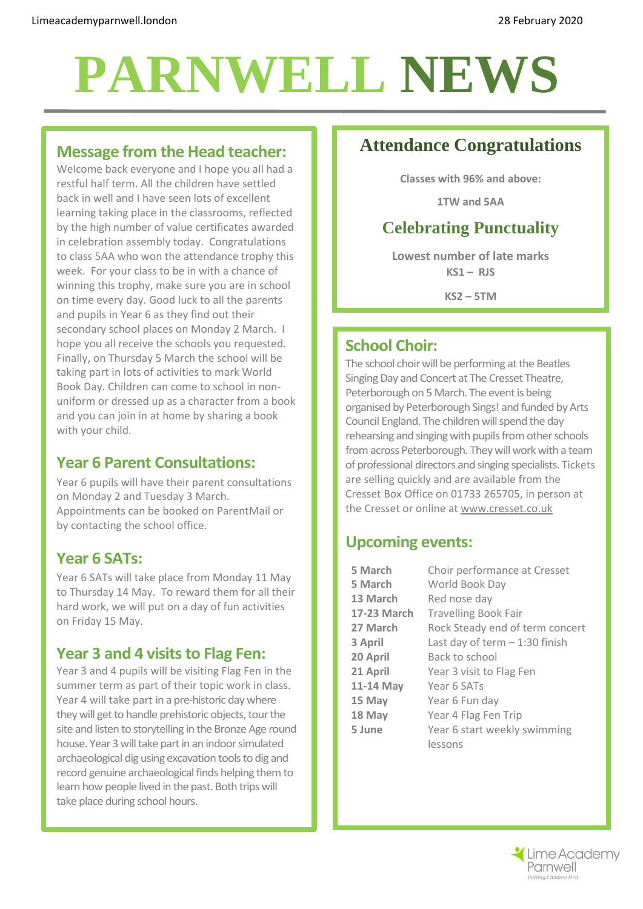Limeacademyparnwell.london

28 February 2020

# PARNWELL NEWS

## Message from the Head teacher:

Welcome back everyone and I hope you all had a restful half term. All the children have settled back in well and I have seen lots of excellent learning taking place in the classrooms, reflected by the high number of value certificates awarded in celebration assembly today. Congratulations to class 5AA who won the attendance trophy this week. For your class to be in with a chance of winning this trophy, make sure you are in school on time every day. Good luck to all the parents and pupils in Year 6 as they find out their secondary school places on Monday 2 March. I hope you all receive the schools you requested. Finally, on Thursday 5 March the school will be taking part in lots of activities to mark World Book Day. Children can come to school in non-uniform or dressed up as a character from a book and you can join in at home by sharing a book with your child.

## Year 6 Parent Consultations:

Year 6 pupils will have their parent consultations on Monday 2 and Tuesday 3 March. Appointments can be booked on ParentMail or by contacting the school office.

## Year 6 SATs:

Year 6 SATs will take place from Monday 11 May to Thursday 14 May. To reward them for all their hard work, we will put on a day of fun activities on Friday 15 May.

## Year 3 and 4 visits to Flag Fen:

Year 3 and 4 pupils will be visiting Flag Fen in the summer term as part of their topic work in class. Year 4 will take part in a pre-historic day where they will get to handle prehistoric objects, tour the site and listen to storytelling in the Bronze Age round house. Year 3 will take part in an indoor simulated archaeological dig using excavation tools to dig and record genuine archaeological finds helping them to learn how people lived in the past. Both trips will take place during school hours.

## Attendance Congratulations

**Classes with 96% and above:**

**1TW and 5AA**

## Celebrating Punctuality

**Lowest number of late marks**

**KS1 – RJS**

**KS2 – 5TM**

## School Choir:

The school choir will be performing at the Beatles Singing Day and Concert at The Cresset Theatre, Peterborough on 5 March. The event is being organised by Peterborough Sings! and funded by Arts Council England. The children will spend the day rehearsing and singing with pupils from other schools from across Peterborough. They will work with a team of professional directors and singing specialists. Tickets are selling quickly and are available from the Cresset Box Office on 01733 265705, in person at the Cresset or online at www.cresset.co.uk

## Upcoming events:

| | |
|---|---|
| **5 March** | Choir performance at Cresset |
| **5 March** | World Book Day |
| **13 March** | Red nose day |
| **17-23 March** | Travelling Book Fair |
| **27 March** | Rock Steady end of term concert |
| **3 April** | Last day of term – 1:30 finish |
| **20 April** | Back to school |
| **21 April** | Year 3 visit to Flag Fen |
| **11-14 May** | Year 6 SATs |
| **15 May** | Year 6 Fun day |
| **18 May** | Year 4 Flag Fen Trip |
| **5 June** | Year 6 start weekly swimming lessons |

Lime Academy Parnwell
*Putting Children First*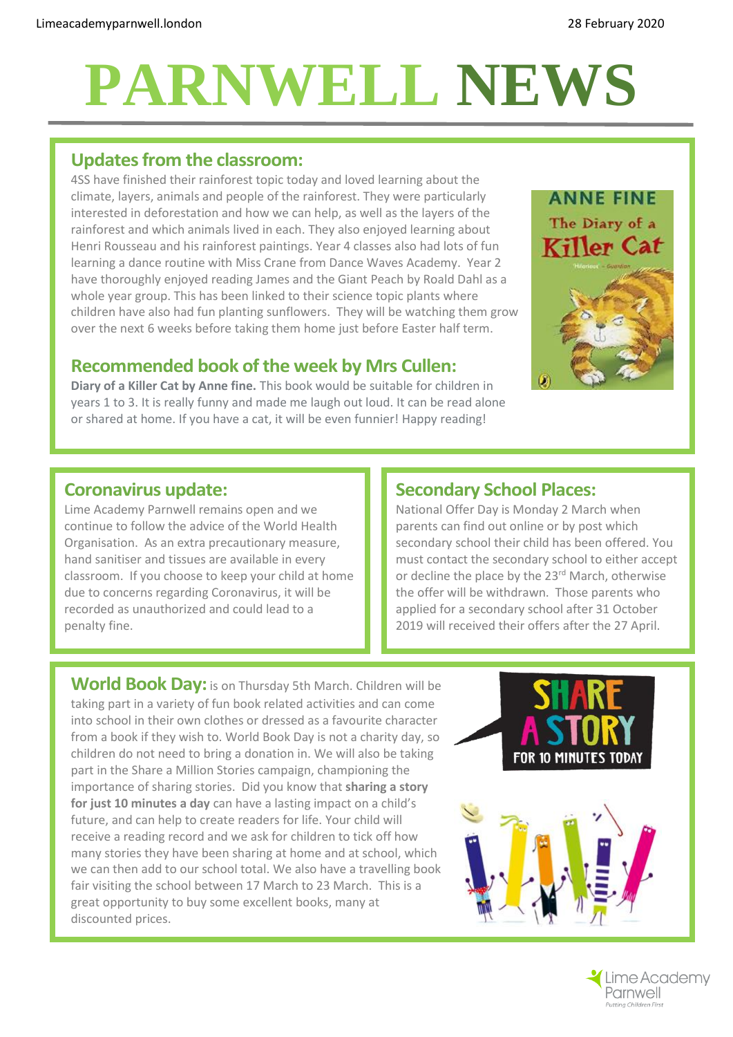# PARNWELL NEWS

## Updates from the classroom:

4SS have finished their rainforest topic today and loved learning about the climate, layers, animals and people of the rainforest. They were particularly interested in deforestation and how we can help, as well as the layers of the rainforest and which animals lived in each. They also enjoyed learning about Henri Rousseau and his rainforest paintings. Year 4 classes also had lots of fun learning a dance routine with Miss Crane from Dance Waves Academy. Year 2 have thoroughly enjoyed reading James and the Giant Peach by Roald Dahl as a whole year group. This has been linked to their science topic plants where children have also had fun planting sunflowers. They will be watching them grow over the next 6 weeks before taking them home just before Easter half term.

## Recommended book of the week by Mrs Cullen:

**Diary of a Killer Cat by Anne fine.** This book would be suitable for children in years 1 to 3. It is really funny and made me laugh out loud. It can be read alone or shared at home. If you have a cat, it will be even funnier! Happy reading!

## Coronavirus update:

Lime Academy Parnwell remains open and we continue to follow the advice of the World Health Organisation. As an extra precautionary measure, hand sanitiser and tissues are available in every classroom. If you choose to keep your child at home due to concerns regarding Coronavirus, it will be recorded as unauthorized and could lead to a penalty fine.

## Secondary School Places:

National Offer Day is Monday 2 March when parents can find out online or by post which secondary school their child has been offered. You must contact the secondary school to either accept or decline the place by the 23rd March, otherwise the offer will be withdrawn. Those parents who applied for a secondary school after 31 October 2019 will received their offers after the 27 April.

## World Book Day:

is on Thursday 5th March. Children will be taking part in a variety of fun book related activities and can come into school in their own clothes or dressed as a favourite character from a book if they wish to. World Book Day is not a charity day, so children do not need to bring a donation in. We will also be taking part in the Share a Million Stories campaign, championing the importance of sharing stories. Did you know that **sharing a story for just 10 minutes a day** can have a lasting impact on a child's future, and can help to create readers for life. Your child will receive a reading record and we ask for children to tick off how many stories they have been sharing at home and at school, which we can then add to our school total. We also have a travelling book fair visiting the school between 17 March to 23 March. This is a great opportunity to buy some excellent books, many at discounted prices.